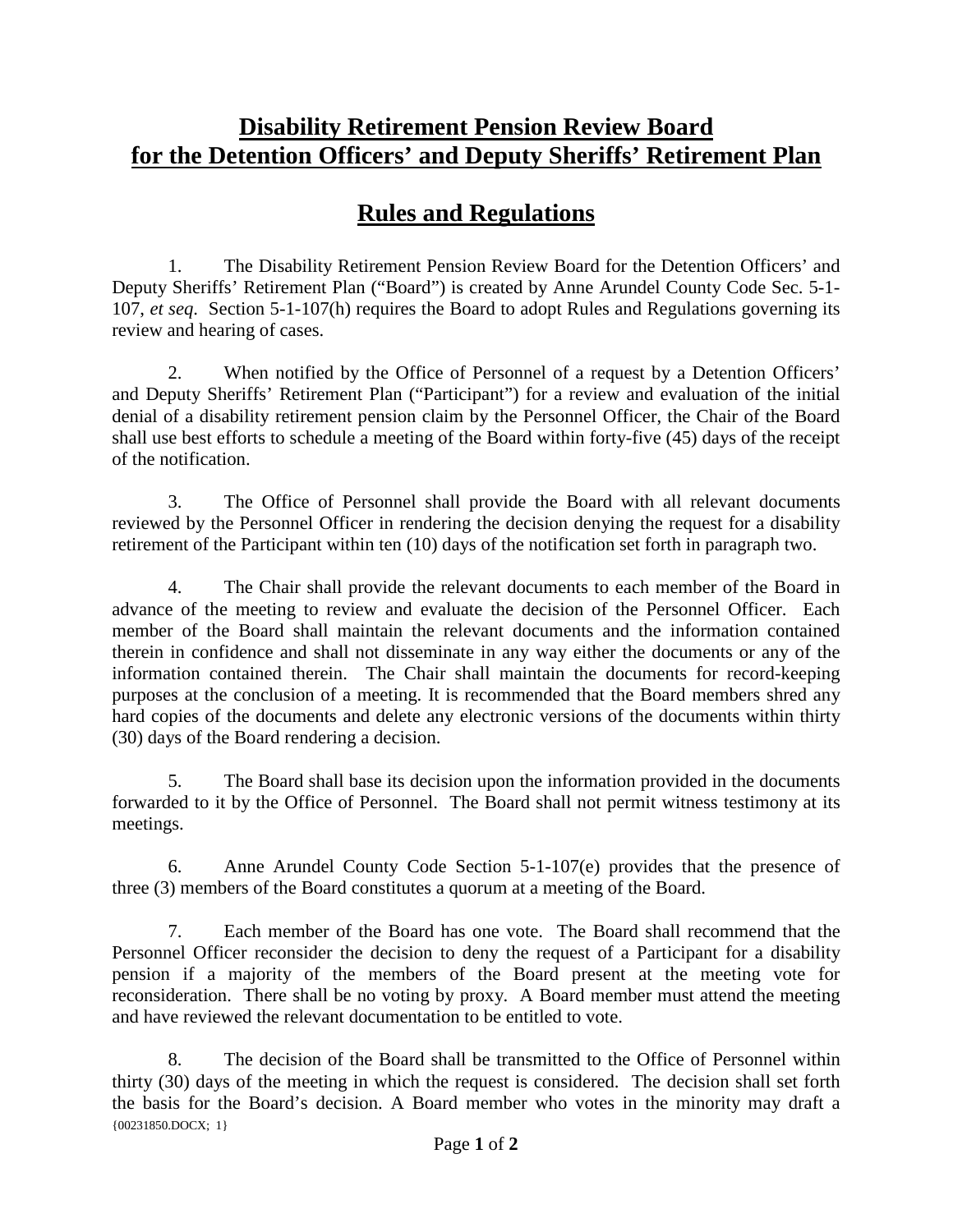# Disability Retirement Pension Review Board for the Detention Officers' and Deputy Sheriffs' Retirement Plan

## Rules and Regulations

1. The Disability Retirement Pension Review Board for the Detention Officers' and Deputy Sheriffs' Retirement Plan ("Board") is created by Anne Arundel County Code Sec. 5-1-107, *et seq*. Section 5-1-107(h) requires the Board to adopt Rules and Regulations governing its review and hearing of cases.

2. When notified by the Office of Personnel of a request by a Detention Officers' and Deputy Sheriffs' Retirement Plan ("Participant") for a review and evaluation of the initial denial of a disability retirement pension claim by the Personnel Officer, the Chair of the Board shall use best efforts to schedule a meeting of the Board within forty-five (45) days of the receipt of the notification.

3. The Office of Personnel shall provide the Board with all relevant documents reviewed by the Personnel Officer in rendering the decision denying the request for a disability retirement of the Participant within ten (10) days of the notification set forth in paragraph two.

4. The Chair shall provide the relevant documents to each member of the Board in advance of the meeting to review and evaluate the decision of the Personnel Officer. Each member of the Board shall maintain the relevant documents and the information contained therein in confidence and shall not disseminate in any way either the documents or any of the information contained therein. The Chair shall maintain the documents for record-keeping purposes at the conclusion of a meeting. It is recommended that the Board members shred any hard copies of the documents and delete any electronic versions of the documents within thirty (30) days of the Board rendering a decision.

5. The Board shall base its decision upon the information provided in the documents forwarded to it by the Office of Personnel. The Board shall not permit witness testimony at its meetings.

6. Anne Arundel County Code Section 5-1-107(e) provides that the presence of three (3) members of the Board constitutes a quorum at a meeting of the Board.

7. Each member of the Board has one vote. The Board shall recommend that the Personnel Officer reconsider the decision to deny the request of a Participant for a disability pension if a majority of the members of the Board present at the meeting vote for reconsideration. There shall be no voting by proxy. A Board member must attend the meeting and have reviewed the relevant documentation to be entitled to vote.

8. The decision of the Board shall be transmitted to the Office of Personnel within thirty (30) days of the meeting in which the request is considered. The decision shall set forth the basis for the Board's decision. A Board member who votes in the minority may draft a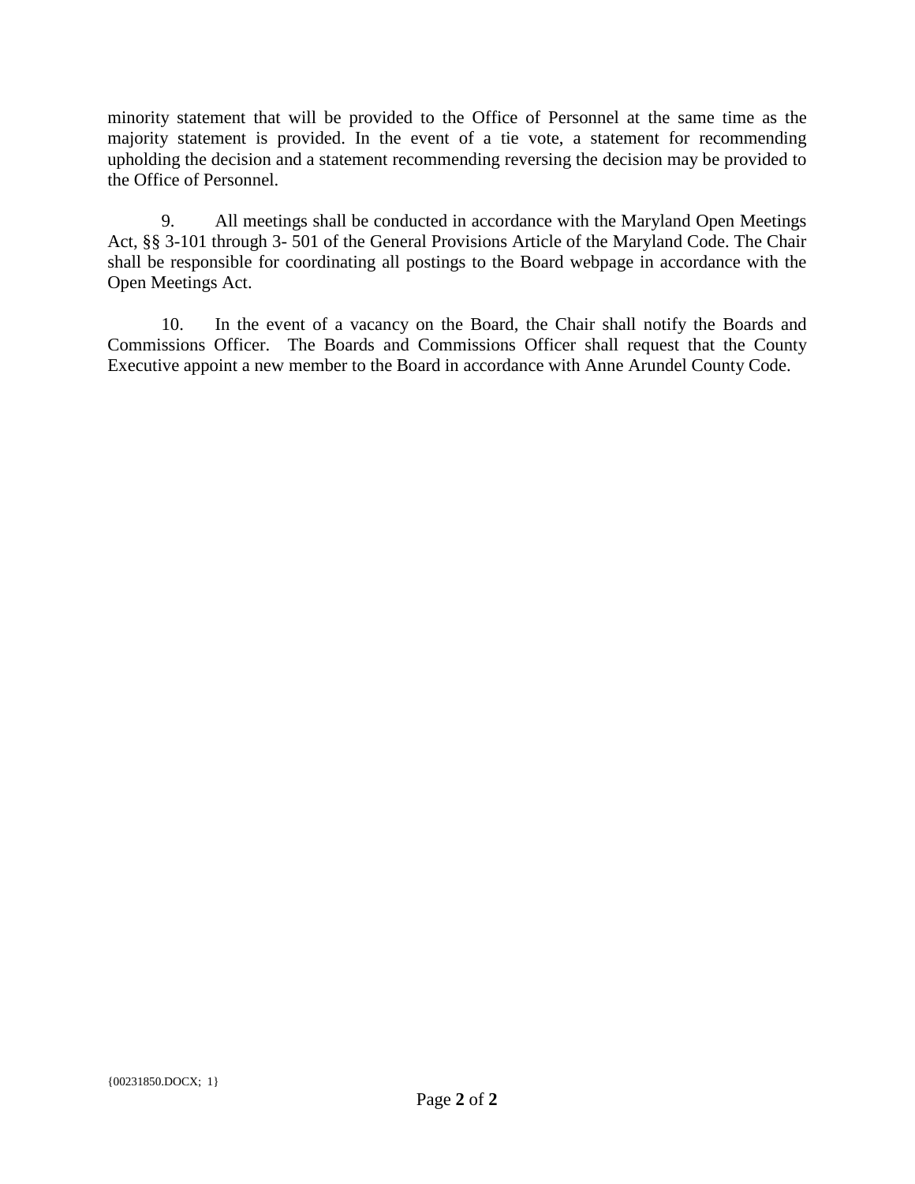minority statement that will be provided to the Office of Personnel at the same time as the majority statement is provided. In the event of a tie vote, a statement for recommending upholding the decision and a statement recommending reversing the decision may be provided to the Office of Personnel.

9. All meetings shall be conducted in accordance with the Maryland Open Meetings Act, §§ 3-101 through 3- 501 of the General Provisions Article of the Maryland Code. The Chair shall be responsible for coordinating all postings to the Board webpage in accordance with the Open Meetings Act.

10. In the event of a vacancy on the Board, the Chair shall notify the Boards and Commissions Officer. The Boards and Commissions Officer shall request that the County Executive appoint a new member to the Board in accordance with Anne Arundel County Code.

{00231850.DOCX; 1}